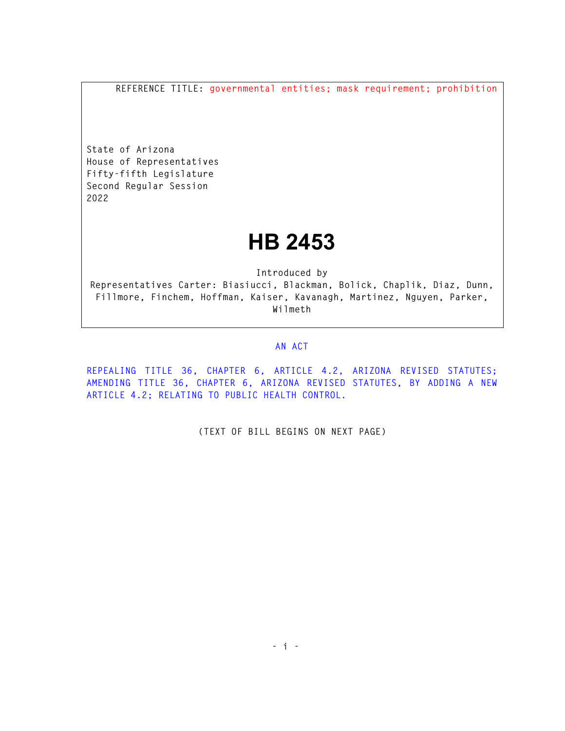REFERENCE TITLE: governmental entities; mask requirement; prohibition

State of Arizona
House of Representatives
Fifty-fifth Legislature
Second Regular Session
2022

# HB 2453

Introduced by
Representatives Carter: Biasiucci, Blackman, Bolick, Chaplik, Diaz, Dunn, Fillmore, Finchem, Hoffman, Kaiser, Kavanagh, Martinez, Nguyen, Parker, Wilmeth

AN ACT

REPEALING TITLE 36, CHAPTER 6, ARTICLE 4.2, ARIZONA REVISED STATUTES; AMENDING TITLE 36, CHAPTER 6, ARIZONA REVISED STATUTES, BY ADDING A NEW ARTICLE 4.2; RELATING TO PUBLIC HEALTH CONTROL.

(TEXT OF BILL BEGINS ON NEXT PAGE)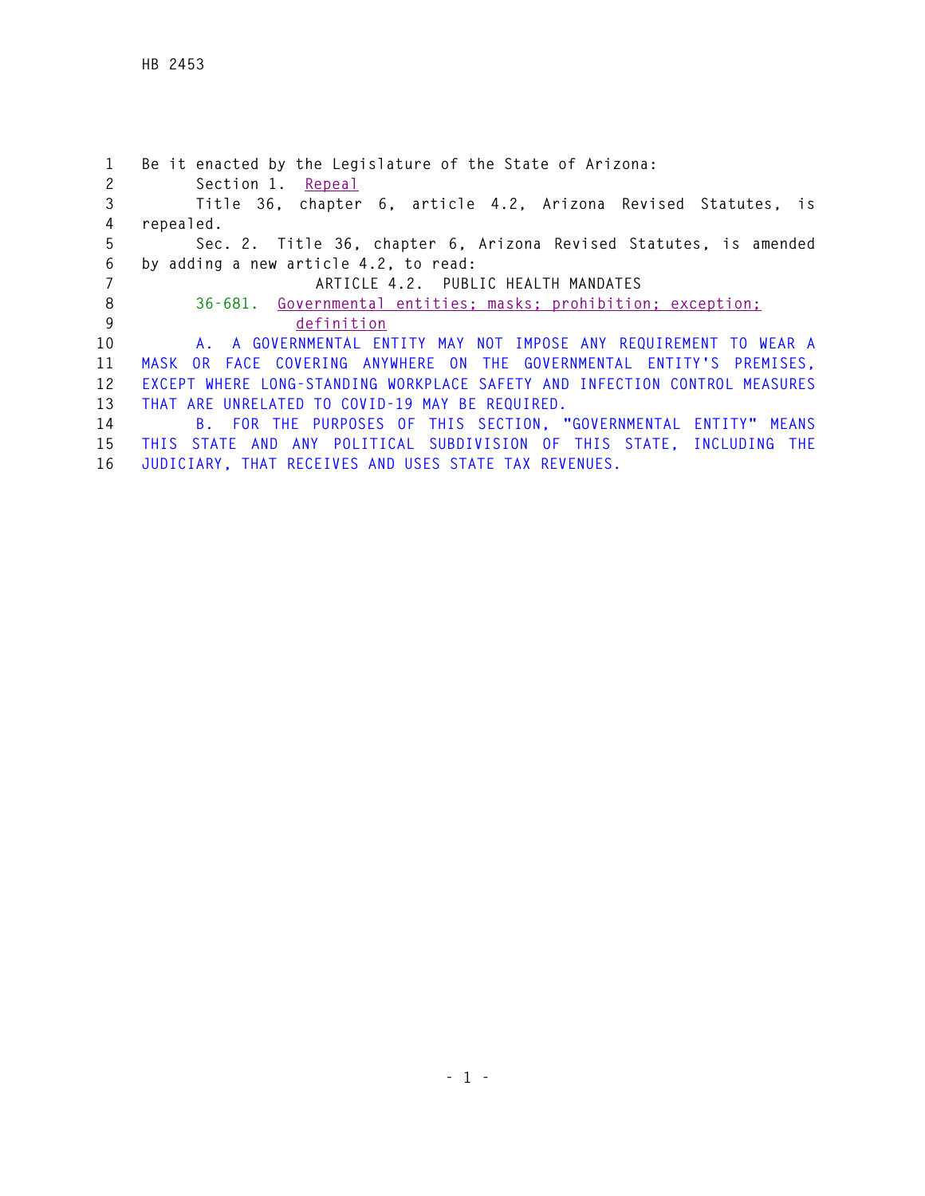Be it enacted by the Legislature of the State of Arizona:

Section 1. Repeal

Title 36, chapter 6, article 4.2, Arizona Revised Statutes, is repealed.

Sec. 2. Title 36, chapter 6, Arizona Revised Statutes, is amended by adding a new article 4.2, to read:

### ARTICLE 4.2. PUBLIC HEALTH MANDATES

36-681. Governmental entities; masks; prohibition; exception; definition

A. A GOVERNMENTAL ENTITY MAY NOT IMPOSE ANY REQUIREMENT TO WEAR A MASK OR FACE COVERING ANYWHERE ON THE GOVERNMENTAL ENTITY'S PREMISES, EXCEPT WHERE LONG-STANDING WORKPLACE SAFETY AND INFECTION CONTROL MEASURES THAT ARE UNRELATED TO COVID-19 MAY BE REQUIRED.

B. FOR THE PURPOSES OF THIS SECTION, "GOVERNMENTAL ENTITY" MEANS THIS STATE AND ANY POLITICAL SUBDIVISION OF THIS STATE, INCLUDING THE JUDICIARY, THAT RECEIVES AND USES STATE TAX REVENUES.